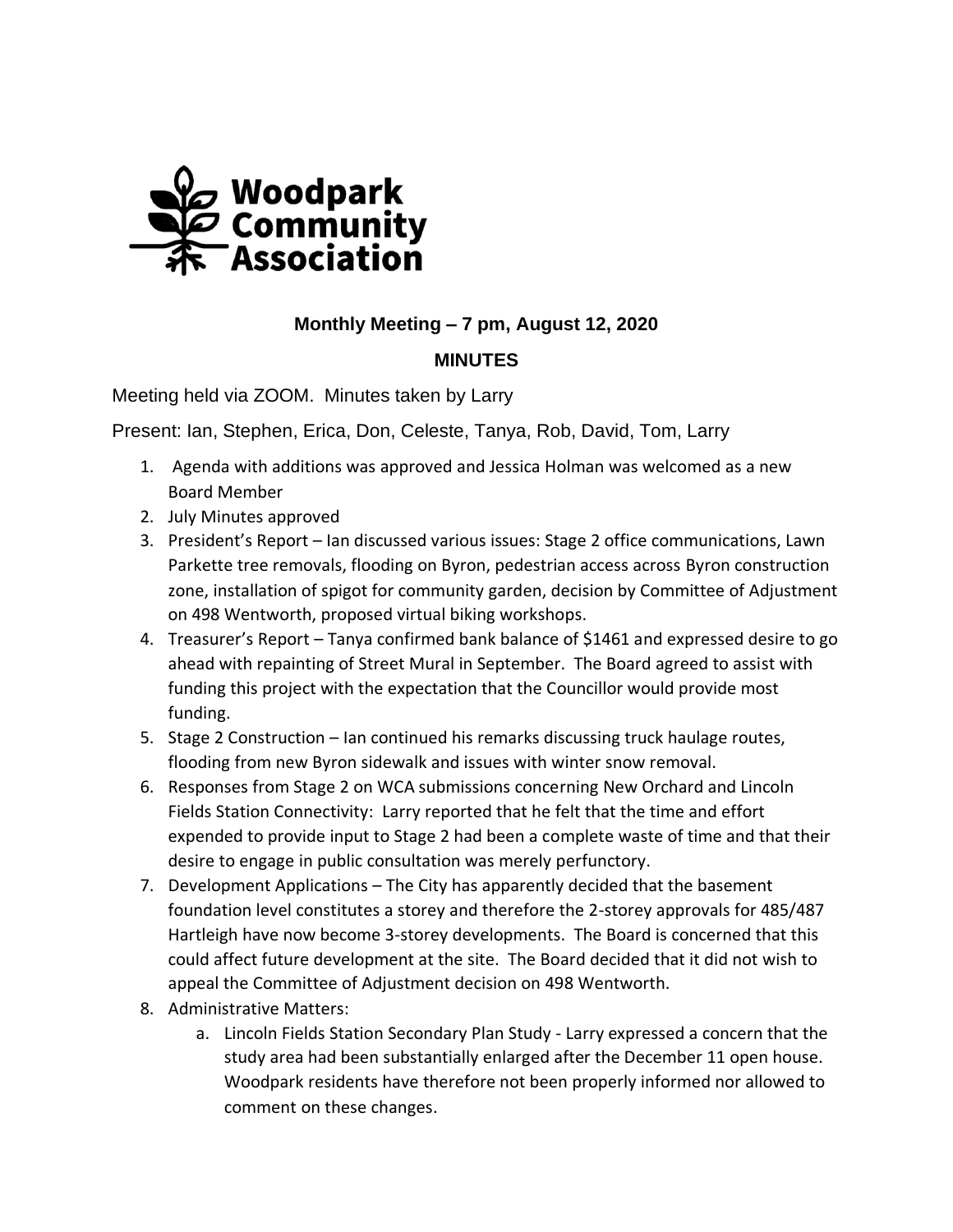Woodpark Community Association

**Monthly Meeting – 7 pm, August 12, 2020**

**MINUTES**

Meeting held via ZOOM. Minutes taken by Larry

Present: Ian, Stephen, Erica, Don, Celeste, Tanya, Rob, David, Tom, Larry

1. Agenda with additions was approved and Jessica Holman was welcomed as a new Board Member
2. July Minutes approved
3. President's Report – Ian discussed various issues: Stage 2 office communications, Lawn Parkette tree removals, flooding on Byron, pedestrian access across Byron construction zone, installation of spigot for community garden, decision by Committee of Adjustment on 498 Wentworth, proposed virtual biking workshops.
4. Treasurer's Report – Tanya confirmed bank balance of $1461 and expressed desire to go ahead with repainting of Street Mural in September. The Board agreed to assist with funding this project with the expectation that the Councillor would provide most funding.
5. Stage 2 Construction – Ian continued his remarks discussing truck haulage routes, flooding from new Byron sidewalk and issues with winter snow removal.
6. Responses from Stage 2 on WCA submissions concerning New Orchard and Lincoln Fields Station Connectivity: Larry reported that he felt that the time and effort expended to provide input to Stage 2 had been a complete waste of time and that their desire to engage in public consultation was merely perfunctory.
7. Development Applications – The City has apparently decided that the basement foundation level constitutes a storey and therefore the 2-storey approvals for 485/487 Hartleigh have now become 3-storey developments. The Board is concerned that this could affect future development at the site. The Board decided that it did not wish to appeal the Committee of Adjustment decision on 498 Wentworth.
8. Administrative Matters:
    a. Lincoln Fields Station Secondary Plan Study - Larry expressed a concern that the study area had been substantially enlarged after the December 11 open house. Woodpark residents have therefore not been properly informed nor allowed to comment on these changes.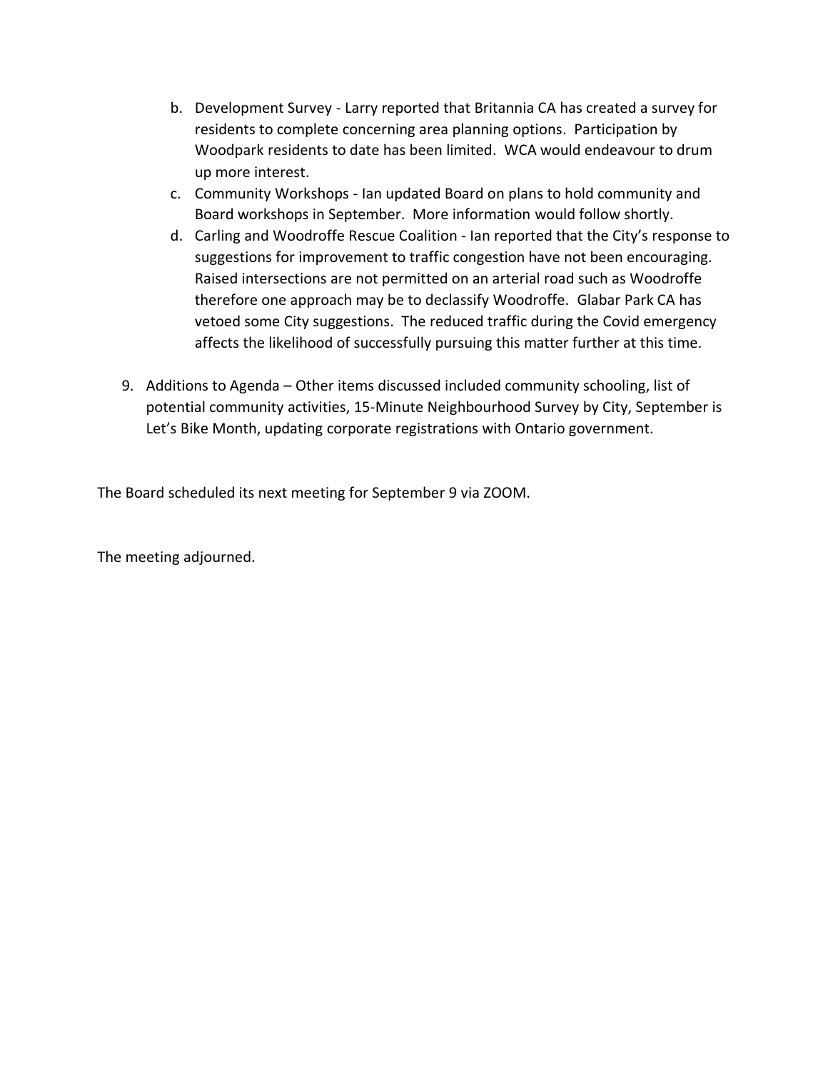b. Development Survey - Larry reported that Britannia CA has created a survey for residents to complete concerning area planning options. Participation by Woodpark residents to date has been limited. WCA would endeavour to drum up more interest.

c. Community Workshops - Ian updated Board on plans to hold community and Board workshops in September. More information would follow shortly.

d. Carling and Woodroffe Rescue Coalition - Ian reported that the City's response to suggestions for improvement to traffic congestion have not been encouraging. Raised intersections are not permitted on an arterial road such as Woodroffe therefore one approach may be to declassify Woodroffe. Glabar Park CA has vetoed some City suggestions. The reduced traffic during the Covid emergency affects the likelihood of successfully pursuing this matter further at this time.

9. Additions to Agenda – Other items discussed included community schooling, list of potential community activities, 15-Minute Neighbourhood Survey by City, September is Let's Bike Month, updating corporate registrations with Ontario government.

The Board scheduled its next meeting for September 9 via ZOOM.

The meeting adjourned.